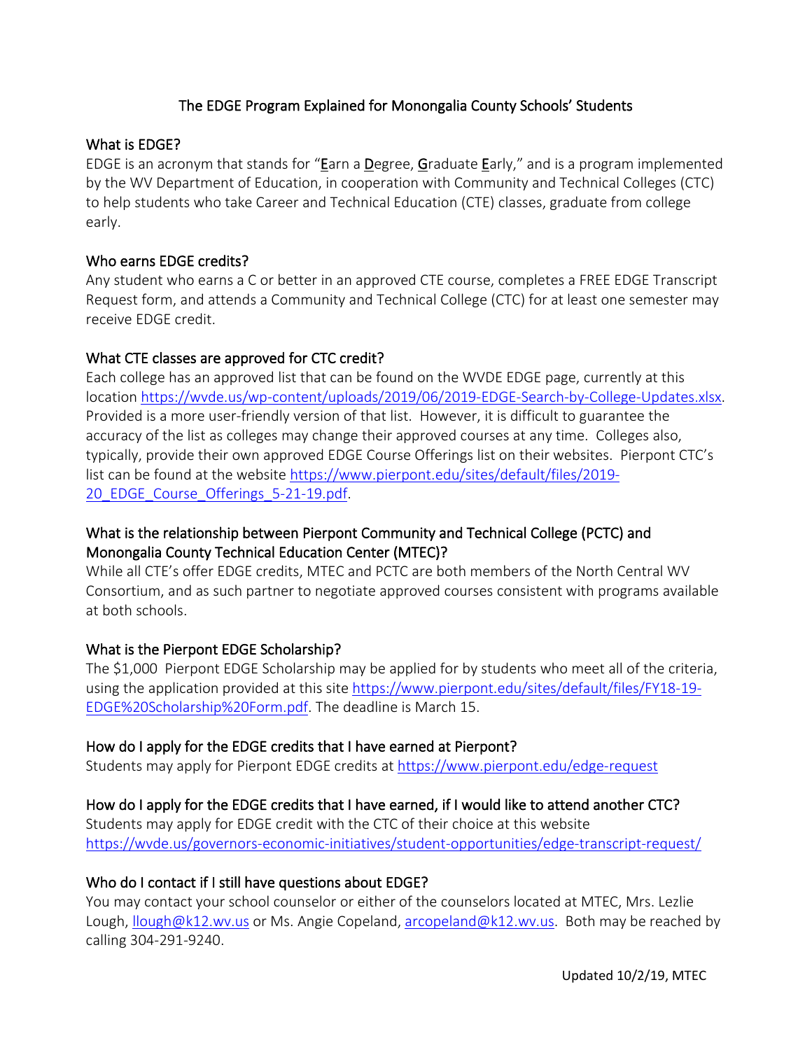# The EDGE Program Explained for Monongalia County Schools' Students

## What is EDGE?

EDGE is an acronym that stands for "**E**arn a **D**egree, **G**raduate **E**arly," and is a program implemented by the WV Department of Education, in cooperation with Community and Technical Colleges (CTC) to help students who take Career and Technical Education (CTE) classes, graduate from college early.

## Who earns EDGE credits?

Any student who earns a C or better in an approved CTE course, completes a FREE EDGE Transcript Request form, and attends a Community and Technical College (CTC) for at least one semester may receive EDGE credit.

## What CTE classes are approved for CTC credit?

Each college has an approved list that can be found on the WVDE EDGE page, currently at this location https://wvde.us/wp-content/uploads/2019/06/2019-EDGE-Search-by-College-Updates.xlsx. Provided is a more user-friendly version of that list. However, it is difficult to guarantee the accuracy of the list as colleges may change their approved courses at any time. Colleges also, typically, provide their own approved EDGE Course Offerings list on their websites. Pierpont CTC's list can be found at the website https://www.pierpont.edu/sites/default/files/2019-20_EDGE_Course_Offerings_5-21-19.pdf.

## What is the relationship between Pierpont Community and Technical College (PCTC) and Monongalia County Technical Education Center (MTEC)?

While all CTE's offer EDGE credits, MTEC and PCTC are both members of the North Central WV Consortium, and as such partner to negotiate approved courses consistent with programs available at both schools.

## What is the Pierpont EDGE Scholarship?

The $1,000 Pierpont EDGE Scholarship may be applied for by students who meet all of the criteria, using the application provided at this site https://www.pierpont.edu/sites/default/files/FY18-19-EDGE%20Scholarship%20Form.pdf. The deadline is March 15.

## How do I apply for the EDGE credits that I have earned at Pierpont?

Students may apply for Pierpont EDGE credits at https://www.pierpont.edu/edge-request

## How do I apply for the EDGE credits that I have earned, if I would like to attend another CTC?

Students may apply for EDGE credit with the CTC of their choice at this website https://wvde.us/governors-economic-initiatives/student-opportunities/edge-transcript-request/

## Who do I contact if I still have questions about EDGE?

You may contact your school counselor or either of the counselors located at MTEC, Mrs. Lezlie Lough, llough@k12.wv.us or Ms. Angie Copeland, arcopeland@k12.wv.us. Both may be reached by calling 304-291-9240.

Updated 10/2/19, MTEC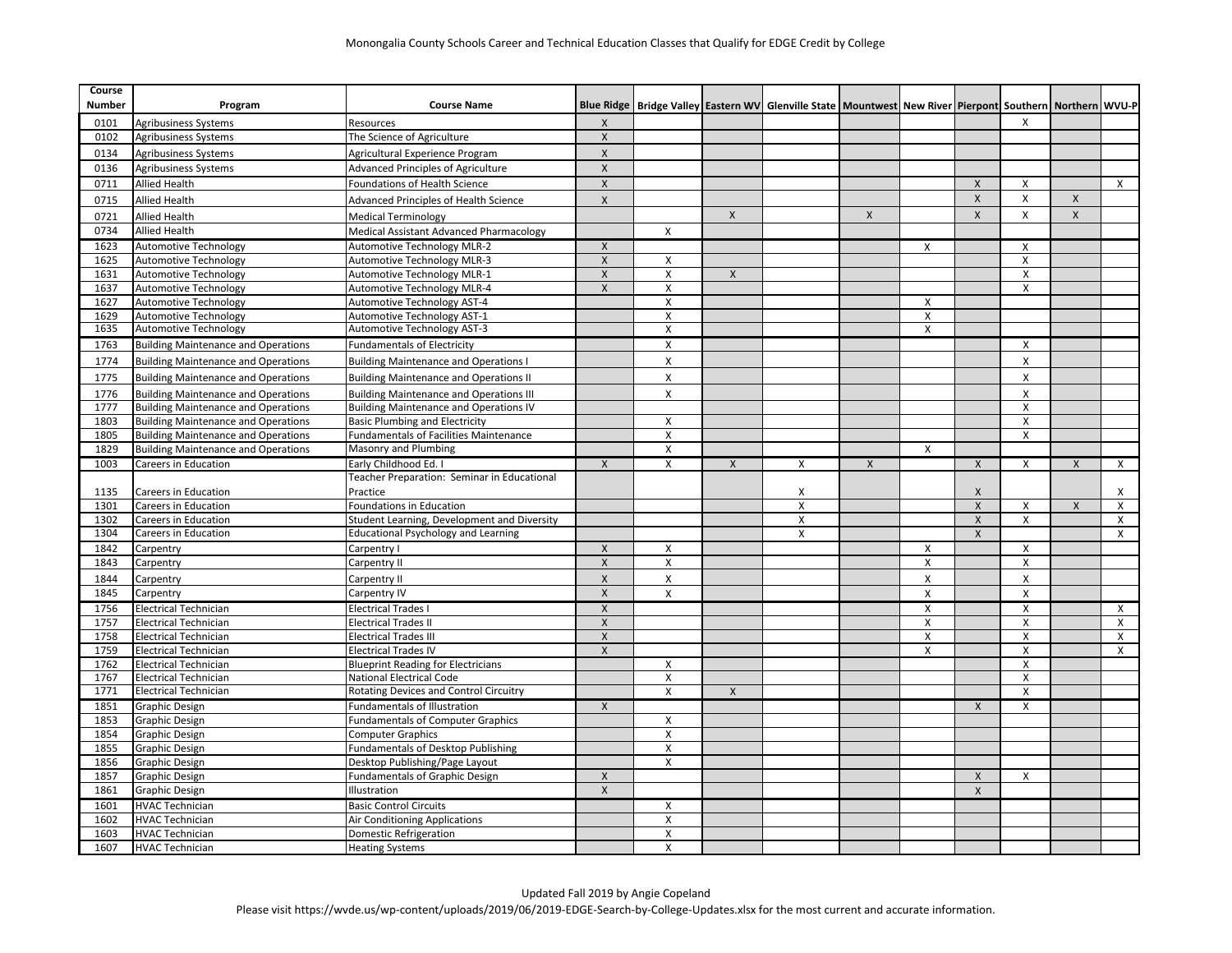Monongalia County Schools Career and Technical Education Classes that Qualify for EDGE Credit by College

| Course Number | Program | Course Name | Blue Ridge | Bridge Valley | Eastern WV | Glenville State | Mountwest | New River | Pierpont | Southern | Northern | WVU-P |
|---|---|---|---|---|---|---|---|---|---|---|---|---|
| 0101 | Agribusiness Systems | Resources | X | | | | | | | X | | |
| 0102 | Agribusiness Systems | The Science of Agriculture | X | | | | | | | | | |
| 0134 | Agribusiness Systems | Agricultural Experience Program | X | | | | | | | | | |
| 0136 | Agribusiness Systems | Advanced Principles of Agriculture | X | | | | | | | | | |
| 0711 | Allied Health | Foundations of Health Science | X | | | | | | X | X | | X |
| 0715 | Allied Health | Advanced Principles of Health Science | X | | | | | | X | X | X | |
| 0721 | Allied Health | Medical Terminology | | | X | | X | | X | X | X | |
| 0734 | Allied Health | Medical Assistant Advanced Pharmacology | | X | | | | | | | | |
| 1623 | Automotive Technology | Automotive Technology MLR-2 | X | | | | | X | | X | | |
| 1625 | Automotive Technology | Automotive Technology MLR-3 | X | X | | | | | | X | | |
| 1631 | Automotive Technology | Automotive Technology MLR-1 | X | X | X | | | | | X | | |
| 1637 | Automotive Technology | Automotive Technology MLR-4 | X | X | | | | | | X | | |
| 1627 | Automotive Technology | Automotive Technology AST-4 | | X | | | | X | | | | |
| 1629 | Automotive Technology | Automotive Technology AST-1 | | X | | | | X | | | | |
| 1635 | Automotive Technology | Automotive Technology AST-3 | | X | | | | X | | | | |
| 1763 | Building Maintenance and Operations | Fundamentals of Electricity | | X | | | | | | X | | |
| 1774 | Building Maintenance and Operations | Building Maintenance and Operations I | | X | | | | | | X | | |
| 1775 | Building Maintenance and Operations | Building Maintenance and Operations II | | X | | | | | | X | | |
| 1776 | Building Maintenance and Operations | Building Maintenance and Operations III | | X | | | | | | X | | |
| 1777 | Building Maintenance and Operations | Building Maintenance and Operations IV | | | | | | | | X | | |
| 1803 | Building Maintenance and Operations | Basic Plumbing and Electricity | | X | | | | | | X | | |
| 1805 | Building Maintenance and Operations | Fundamentals of Facilities Maintenance | | X | | | | | | X | | |
| 1829 | Building Maintenance and Operations | Masonry and Plumbing | | X | | | | X | | | | |
| 1003 | Careers in Education | Early Childhood Ed. I | X | X | X | X | X | | X | X | X | X |
| 1135 | Careers in Education | Teacher Preparation: Seminar in Educational Practice | | | | X | | | X | | | X |
| 1301 | Careers in Education | Foundations in Education | | | | X | | | X | X | X | X |
| 1302 | Careers in Education | Student Learning, Development and Diversity | | | | X | | | X | X | | X |
| 1304 | Careers in Education | Educational Psychology and Learning | | | | X | | | X | | | X |
| 1842 | Carpentry | Carpentry I | X | X | | | | X | | X | | |
| 1843 | Carpentry | Carpentry II | X | X | | | | X | | X | | |
| 1844 | Carpentry | Carpentry II | X | X | | | | X | | X | | |
| 1845 | Carpentry | Carpentry IV | X | X | | | | X | | X | | |
| 1756 | Electrical Technician | Electrical Trades I | X | | | | | X | | X | | X |
| 1757 | Electrical Technician | Electrical Trades II | X | | | | | X | | X | | X |
| 1758 | Electrical Technician | Electrical Trades III | X | | | | | X | | X | | X |
| 1759 | Electrical Technician | Electrical Trades IV | X | | | | | X | | X | | X |
| 1762 | Electrical Technician | Blueprint Reading for Electricians | | X | | | | | | X | | |
| 1767 | Electrical Technician | National Electrical Code | | X | | | | | | X | | |
| 1771 | Electrical Technician | Rotating Devices and Control Circuitry | | X | X | | | | | X | | |
| 1851 | Graphic Design | Fundamentals of Illustration | X | | | | | | X | X | | |
| 1853 | Graphic Design | Fundamentals of Computer Graphics | | X | | | | | | | | |
| 1854 | Graphic Design | Computer Graphics | | X | | | | | | | | |
| 1855 | Graphic Design | Fundamentals of Desktop Publishing | | X | | | | | | | | |
| 1856 | Graphic Design | Desktop Publishing/Page Layout | | X | | | | | | | | |
| 1857 | Graphic Design | Fundamentals of Graphic Design | X | | | | | | X | X | | |
| 1861 | Graphic Design | Illustration | X | | | | | | X | | | |
| 1601 | HVAC Technician | Basic Control Circuits | | X | | | | | | | | |
| 1602 | HVAC Technician | Air Conditioning Applications | | X | | | | | | | | |
| 1603 | HVAC Technician | Domestic Refrigeration | | X | | | | | | | | |
| 1607 | HVAC Technician | Heating Systems | | X | | | | | | | | |

Updated Fall 2019 by Angie Copeland

Please visit https://wvde.us/wp-content/uploads/2019/06/2019-EDGE-Search-by-College-Updates.xlsx for the most current and accurate information.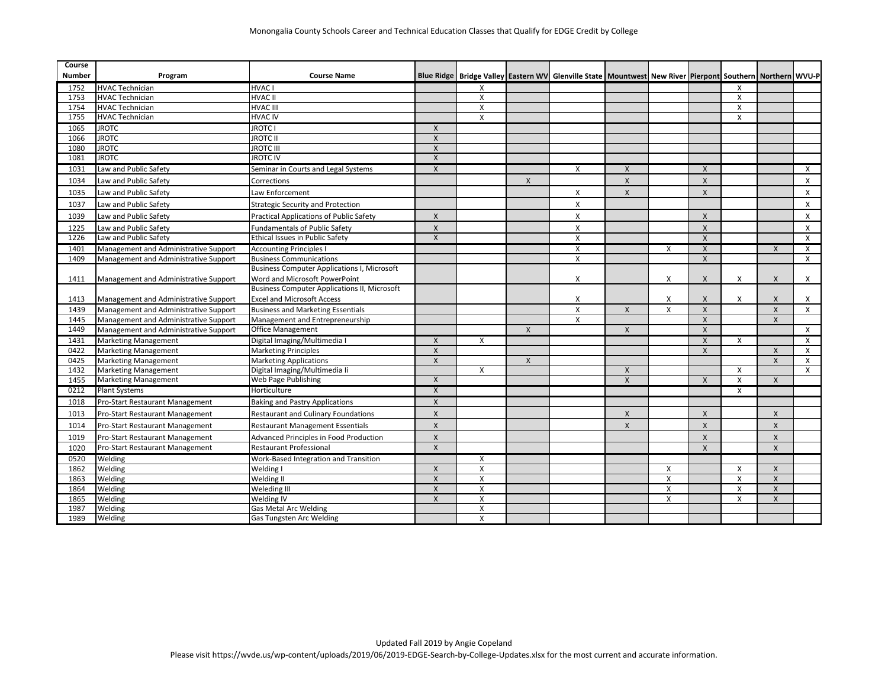Monongalia County Schools Career and Technical Education Classes that Qualify for EDGE Credit by College

| Course Number | Program | Course Name | Blue Ridge | Bridge Valley | Eastern WV | Glenville State | Mountwest | New River | Pierpont | Southern | Northern | WVU-P |
|---|---|---|---|---|---|---|---|---|---|---|---|---|
| 1752 | HVAC Technician | HVAC I | | X | | | | | | X | | |
| 1753 | HVAC Technician | HVAC II | | X | | | | | | X | | |
| 1754 | HVAC Technician | HVAC III | | X | | | | | | X | | |
| 1755 | HVAC Technician | HVAC IV | | X | | | | | | X | | |
| 1065 | JROTC | JROTC I | X | | | | | | | | | |
| 1066 | JROTC | JROTC II | X | | | | | | | | | |
| 1080 | JROTC | JROTC III | X | | | | | | | | | |
| 1081 | JROTC | JROTC IV | X | | | | | | | | | |
| 1031 | Law and Public Safety | Seminar in Courts and Legal Systems | X | | | X | X | | X | | | X |
| 1034 | Law and Public Safety | Corrections | | | X | | X | | X | | | X |
| 1035 | Law and Public Safety | Law Enforcement | | | | X | X | | X | | | X |
| 1037 | Law and Public Safety | Strategic Security and Protection | | | | X | | | | | | X |
| 1039 | Law and Public Safety | Practical Applications of Public Safety | X | | | X | | | X | | | X |
| 1225 | Law and Public Safety | Fundamentals of Public Safety | X | | | X | | | X | | | X |
| 1226 | Law and Public Safety | Ethical Issues in Public Safety | X | | | X | | | X | | | X |
| 1401 | Management and Administrative Support | Accounting Principles I | | | | X | | X | X | | X | X |
| 1409 | Management and Administrative Support | Business Communications | | | | X | | | X | | | X |
| 1411 | Management and Administrative Support | Business Computer Applications I, Microsoft Word and Microsoft PowerPoint | | | | X | | X | X | X | X | X |
| 1413 | Management and Administrative Support | Business Computer Applications II, Microsoft Excel and Microsoft Access | | | | X | | X | X | X | X | X |
| 1439 | Management and Administrative Support | Business and Marketing Essentials | | | | X | X | X | X | | X | X |
| 1445 | Management and Administrative Support | Management and Entrepreneurship | | | | X | | | X | | X | |
| 1449 | Management and Administrative Support | Office Management | | | X | | X | | X | | | X |
| 1431 | Marketing Management | Digital Imaging/Multimedia I | X | X | | | | | X | X | | X |
| 0422 | Marketing Management | Marketing Principles | X | | | | | | X | | X | X |
| 0425 | Marketing Management | Marketing Applications | X | | X | | | | | | X | X |
| 1432 | Marketing Management | Digital Imaging/Multimedia Ii | | X | | | X | | | X | | X |
| 1455 | Marketing Management | Web Page Publishing | X | | | | X | | X | X | X | |
| 0212 | Plant Systems | Horticulture | X | | | | | | | X | | |
| 1018 | Pro-Start Restaurant Management | Baking and Pastry Applications | X | | | | | | | | | |
| 1013 | Pro-Start Restaurant Management | Restaurant and Culinary Foundations | X | | | | X | | X | | X | |
| 1014 | Pro-Start Restaurant Management | Restaurant Management Essentials | X | | | | X | | X | | X | |
| 1019 | Pro-Start Restaurant Management | Advanced Principles in Food Production | X | | | | | | X | | X | |
| 1020 | Pro-Start Restaurant Management | Restaurant Professional | X | | | | | | X | | X | |
| 0520 | Welding | Work-Based Integration and Transition | | X | | | | | | | | |
| 1862 | Welding | Welding I | X | X | | | | X | | X | X | |
| 1863 | Welding | Welding II | X | X | | | | X | | X | X | |
| 1864 | Welding | Weleding III | X | X | | | | X | | X | X | |
| 1865 | Welding | Welding IV | X | X | | | | X | | X | X | |
| 1987 | Welding | Gas Metal Arc Welding | | X | | | | | | | | |
| 1989 | Welding | Gas Tungsten Arc Welding | | X | | | | | | | | |

Updated Fall 2019 by Angie Copeland

Please visit https://wvde.us/wp-content/uploads/2019/06/2019-EDGE-Search-by-College-Updates.xlsx for the most current and accurate information.